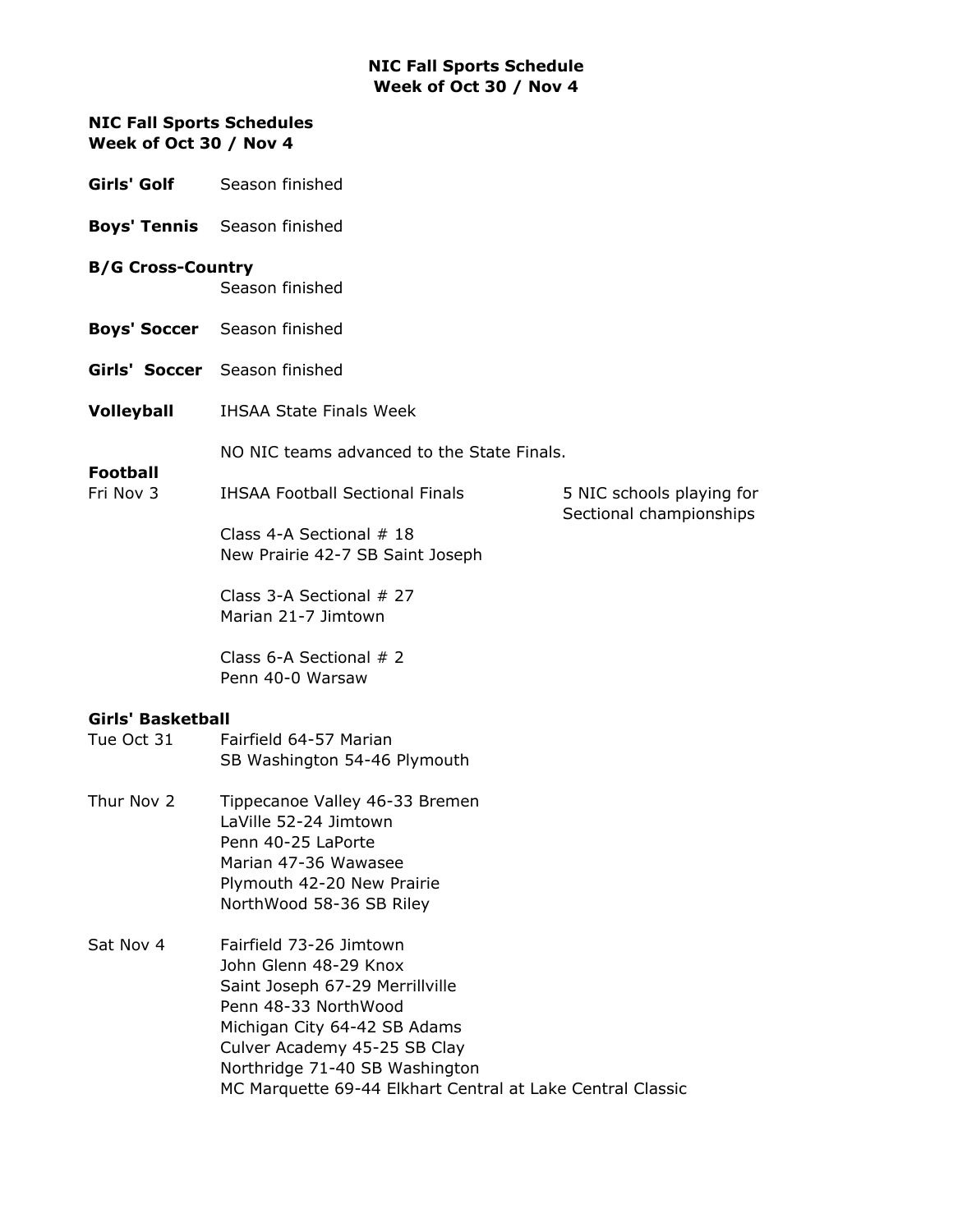# NIC Fall Sports Schedule
# Week of Oct 30 / Nov 4

## NIC Fall Sports Schedules
## Week of Oct 30 / Nov 4

**Girls' Golf** Season finished

**Boys' Tennis** Season finished

**B/G Cross-Country**
Season finished

**Boys' Soccer** Season finished

**Girls' Soccer** Season finished

**Volleyball** IHSAA State Finals Week

NO NIC teams advanced to the State Finals.

**Football**

Fri Nov 3 IHSAA Football Sectional Finals — 5 NIC schools playing for Sectional championships

Class 4-A Sectional # 18
New Prairie 42-7 SB Saint Joseph

Class 3-A Sectional # 27
Marian 21-7 Jimtown

Class 6-A Sectional # 2
Penn 40-0 Warsaw

**Girls' Basketball**

Tue Oct 31
- Fairfield 64-57 Marian
- SB Washington 54-46 Plymouth

Thur Nov 2
- Tippecanoe Valley 46-33 Bremen
- LaVille 52-24 Jimtown
- Penn 40-25 LaPorte
- Marian 47-36 Wawasee
- Plymouth 42-20 New Prairie
- NorthWood 58-36 SB Riley

Sat Nov 4
- Fairfield 73-26 Jimtown
- John Glenn 48-29 Knox
- Saint Joseph 67-29 Merrillville
- Penn 48-33 NorthWood
- Michigan City 64-42 SB Adams
- Culver Academy 45-25 SB Clay
- Northridge 71-40 SB Washington
- MC Marquette 69-44 Elkhart Central at Lake Central Classic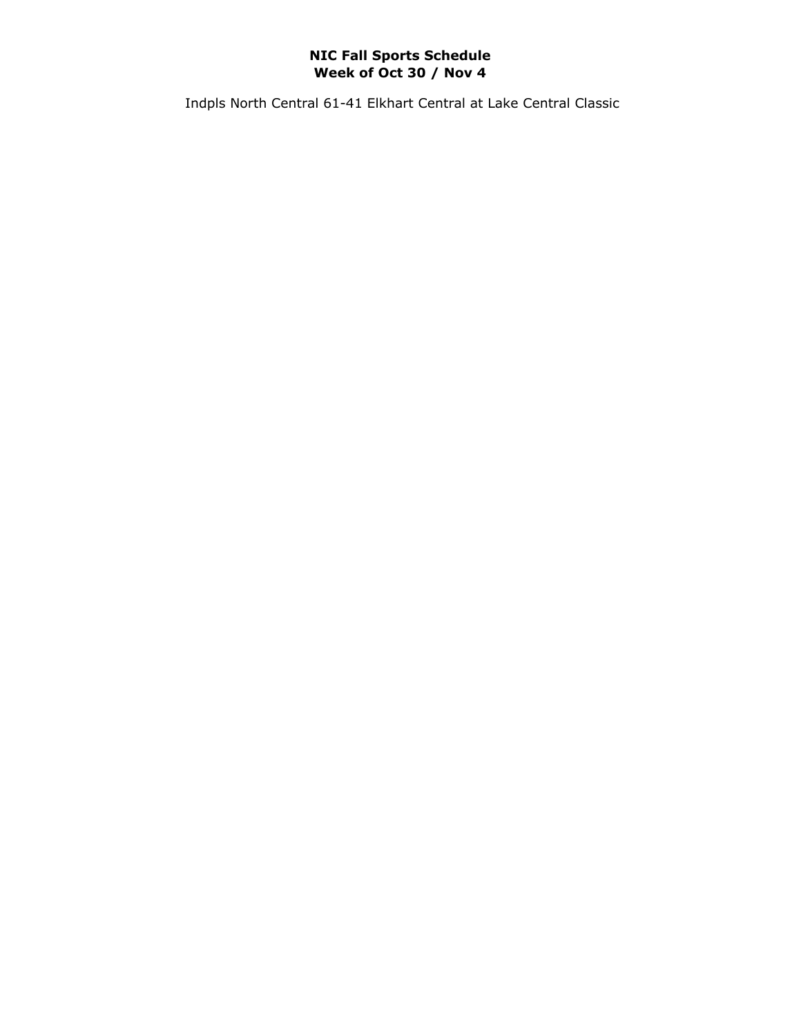**NIC Fall Sports Schedule**
**Week of Oct 30 / Nov 4**

Indpls North Central 61-41 Elkhart Central at Lake Central Classic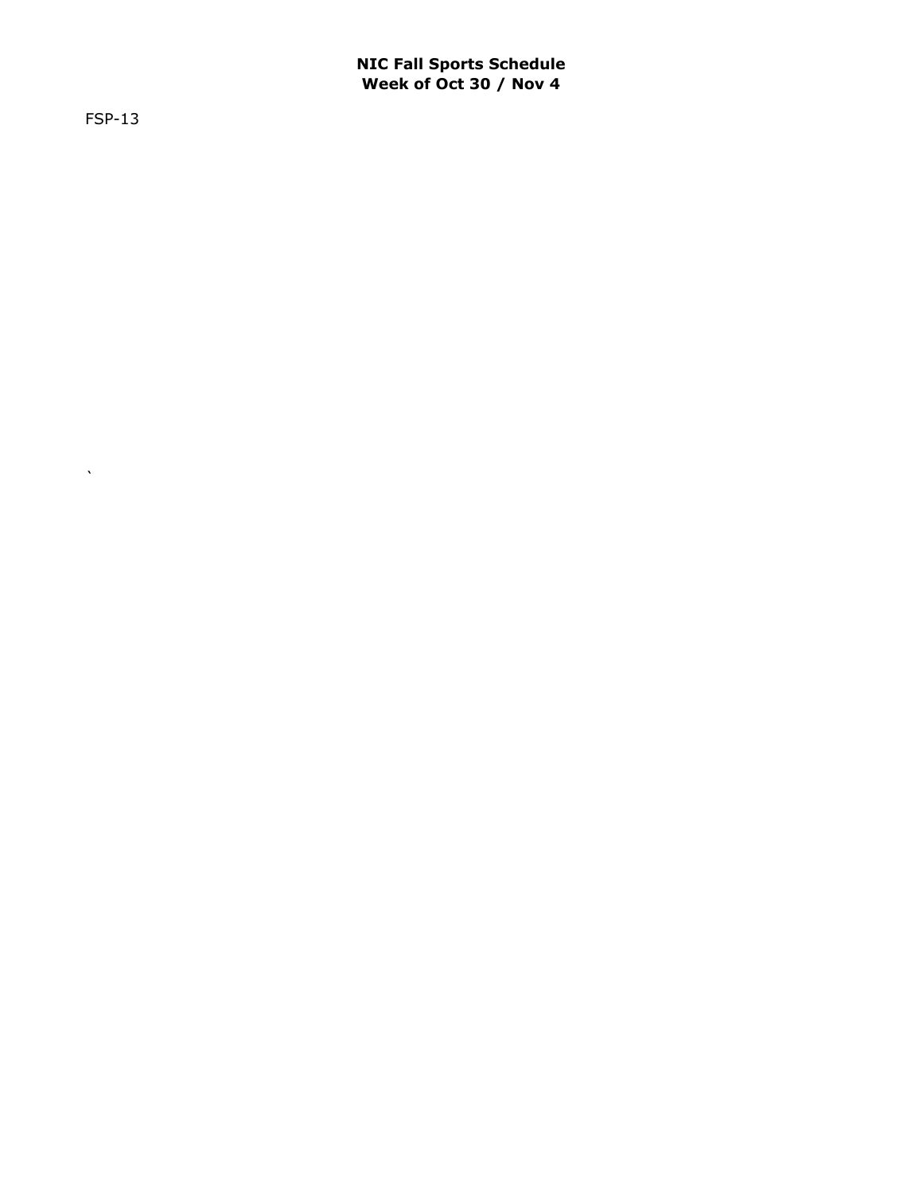**NIC Fall Sports Schedule**
**Week of Oct 30 / Nov 4**

FSP-13

`